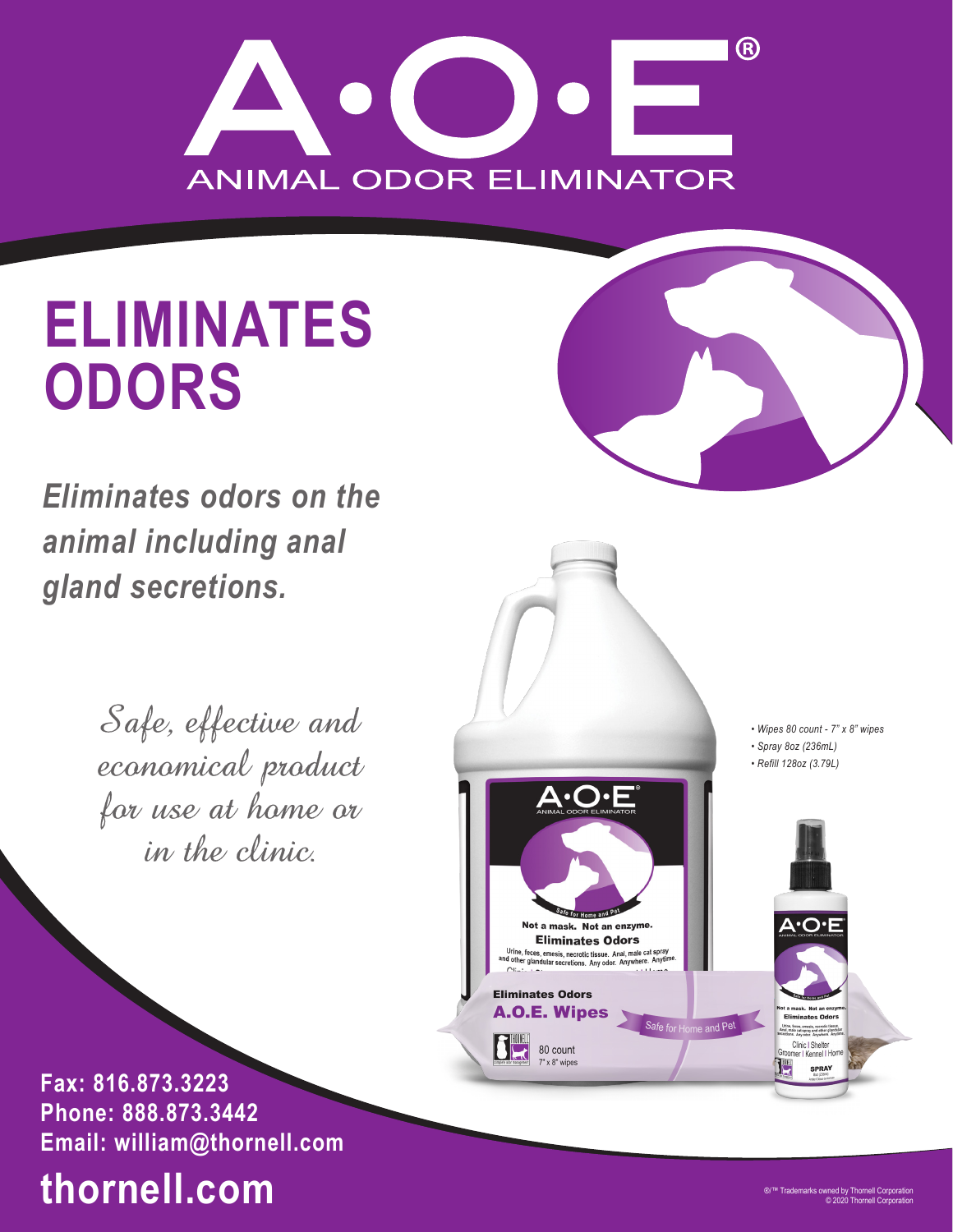# A•O•E®

ANIMAL ODOR ELIMINATOR

## ELIMINATES ODORS

*Eliminates odors on the animal including anal gland secretions.*

*Safe, effective and economical product for use at home or in the clinic.*

- *Wipes 80 count - 7" x 8" wipes*
- *Spray 8oz (236mL)*
- *Refill 128oz (3.79L)*

**Fax: 816.873.3223**
**Phone: 888.873.3442**
**Email: william@thornell.com**

# thornell.com

®/™ Trademarks owned by Thornell Corporation
© 2020 Thornell Corporation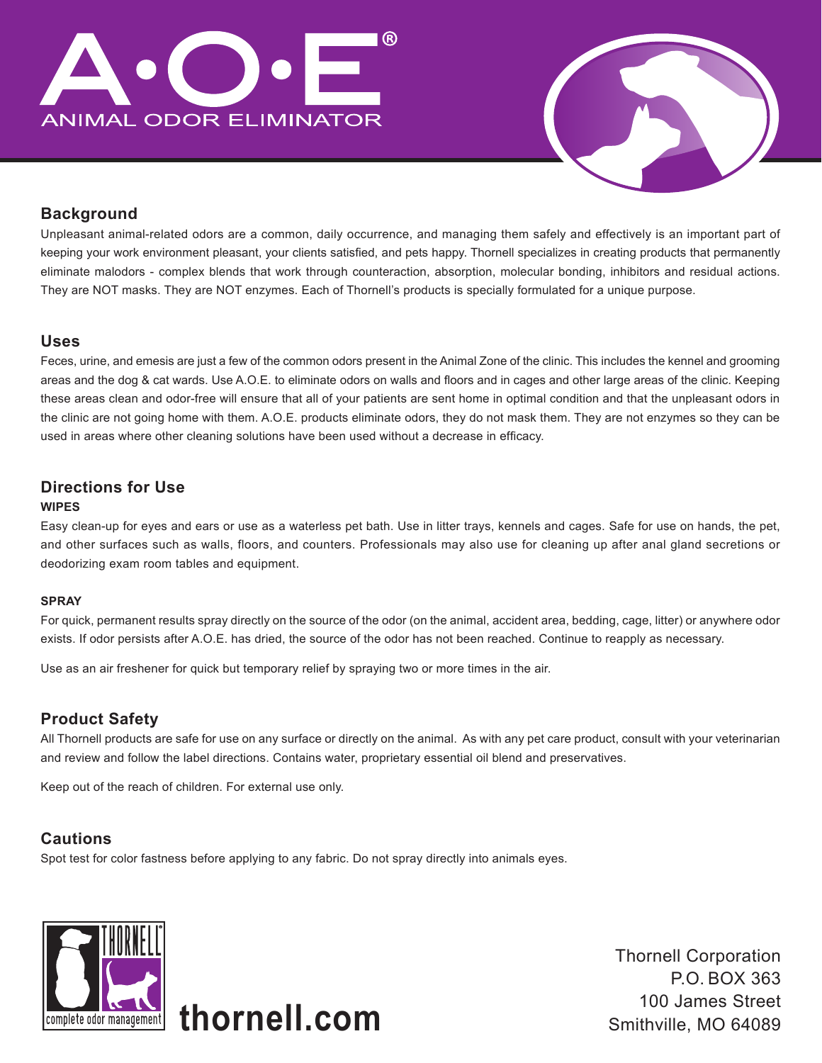# A·O·E®

ANIMAL ODOR ELIMINATOR

## Background

Unpleasant animal-related odors are a common, daily occurrence, and managing them safely and effectively is an important part of keeping your work environment pleasant, your clients satisfied, and pets happy. Thornell specializes in creating products that permanently eliminate malodors - complex blends that work through counteraction, absorption, molecular bonding, inhibitors and residual actions. They are NOT masks. They are NOT enzymes. Each of Thornell's products is specially formulated for a unique purpose.

## Uses

Feces, urine, and emesis are just a few of the common odors present in the Animal Zone of the clinic. This includes the kennel and grooming areas and the dog & cat wards. Use A.O.E. to eliminate odors on walls and floors and in cages and other large areas of the clinic. Keeping these areas clean and odor-free will ensure that all of your patients are sent home in optimal condition and that the unpleasant odors in the clinic are not going home with them. A.O.E. products eliminate odors, they do not mask them. They are not enzymes so they can be used in areas where other cleaning solutions have been used without a decrease in efficacy.

## Directions for Use

**WIPES**

Easy clean-up for eyes and ears or use as a waterless pet bath. Use in litter trays, kennels and cages. Safe for use on hands, the pet, and other surfaces such as walls, floors, and counters. Professionals may also use for cleaning up after anal gland secretions or deodorizing exam room tables and equipment.

**SPRAY**

For quick, permanent results spray directly on the source of the odor (on the animal, accident area, bedding, cage, litter) or anywhere odor exists. If odor persists after A.O.E. has dried, the source of the odor has not been reached. Continue to reapply as necessary.

Use as an air freshener for quick but temporary relief by spraying two or more times in the air.

## Product Safety

All Thornell products are safe for use on any surface or directly on the animal. As with any pet care product, consult with your veterinarian and review and follow the label directions. Contains water, proprietary essential oil blend and preservatives.

Keep out of the reach of children. For external use only.

## Cautions

Spot test for color fastness before applying to any fabric. Do not spray directly into animals eyes.

THORNELL®
complete odor management

**thornell.com**

Thornell Corporation
P.O. BOX 363
100 James Street
Smithville, MO 64089